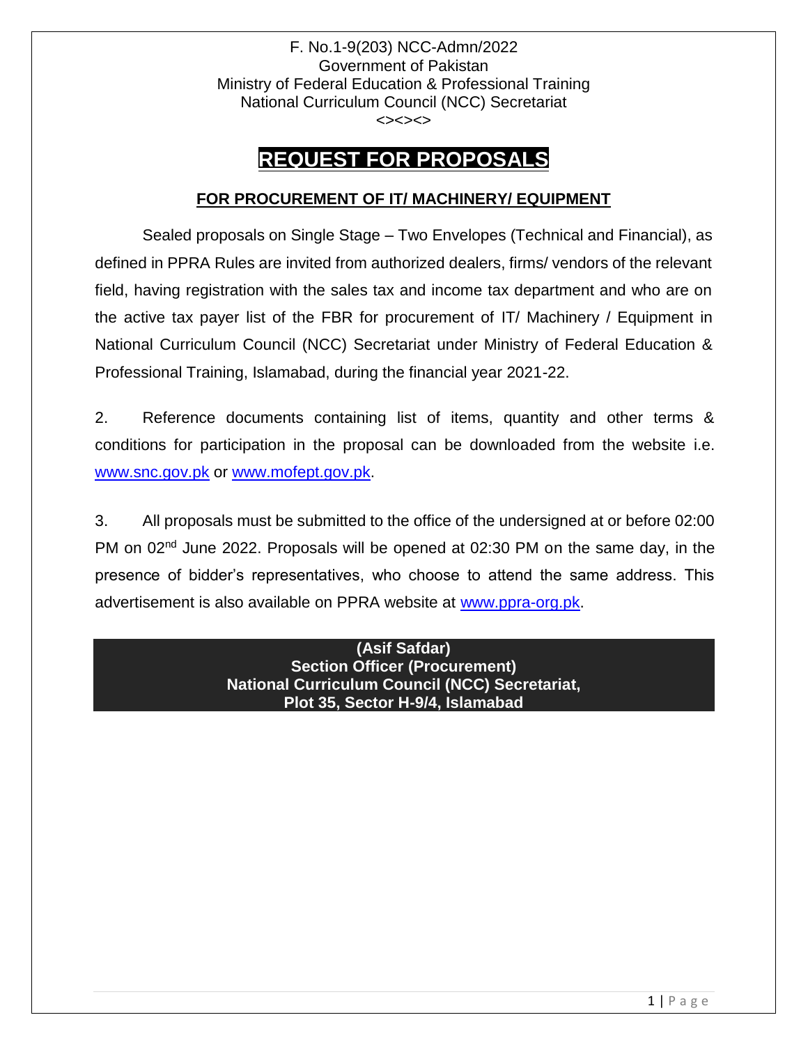F. No.1-9(203) NCC-Admn/2022
Government of Pakistan
Ministry of Federal Education & Professional Training
National Curriculum Council (NCC) Secretariat
<><><>

# REQUEST FOR PROPOSALS

## FOR PROCUREMENT OF IT/ MACHINERY/ EQUIPMENT

Sealed proposals on Single Stage – Two Envelopes (Technical and Financial), as defined in PPRA Rules are invited from authorized dealers, firms/ vendors of the relevant field, having registration with the sales tax and income tax department and who are on the active tax payer list of the FBR for procurement of IT/ Machinery / Equipment in National Curriculum Council (NCC) Secretariat under Ministry of Federal Education & Professional Training, Islamabad, during the financial year 2021-22.

2. Reference documents containing list of items, quantity and other terms & conditions for participation in the proposal can be downloaded from the website i.e. www.snc.gov.pk or www.mofept.gov.pk.

3. All proposals must be submitted to the office of the undersigned at or before 02:00 PM on 02nd June 2022. Proposals will be opened at 02:30 PM on the same day, in the presence of bidder's representatives, who choose to attend the same address. This advertisement is also available on PPRA website at www.ppra-org.pk.

**(Asif Safdar)**
**Section Officer (Procurement)**
**National Curriculum Council (NCC) Secretariat,**
**Plot 35, Sector H-9/4, Islamabad**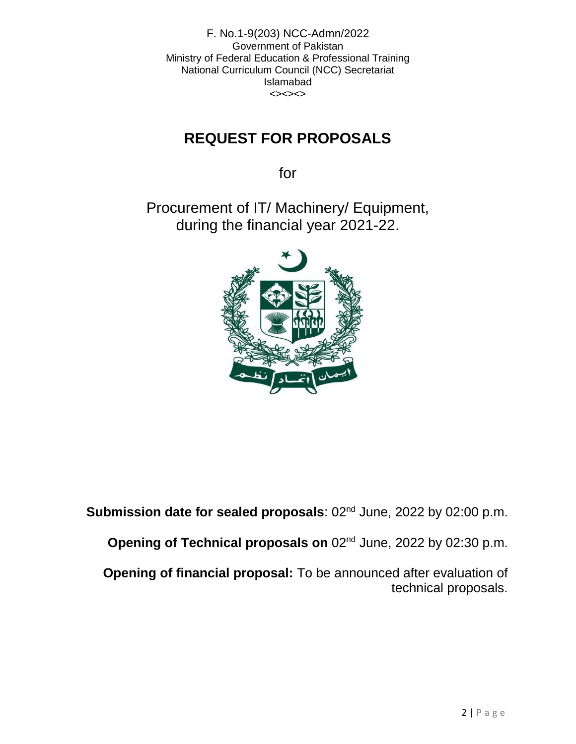F. No.1-9(203) NCC-Admn/2022
Government of Pakistan
Ministry of Federal Education & Professional Training
National Curriculum Council (NCC) Secretariat
Islamabad
<><><>

# REQUEST FOR PROPOSALS

for

Procurement of IT/ Machinery/ Equipment, during the financial year 2021-22.

**Submission date for sealed proposals**: 02nd June, 2022 by 02:00 p.m.

**Opening of Technical proposals on** 02nd June, 2022 by 02:30 p.m.

**Opening of financial proposal:** To be announced after evaluation of technical proposals.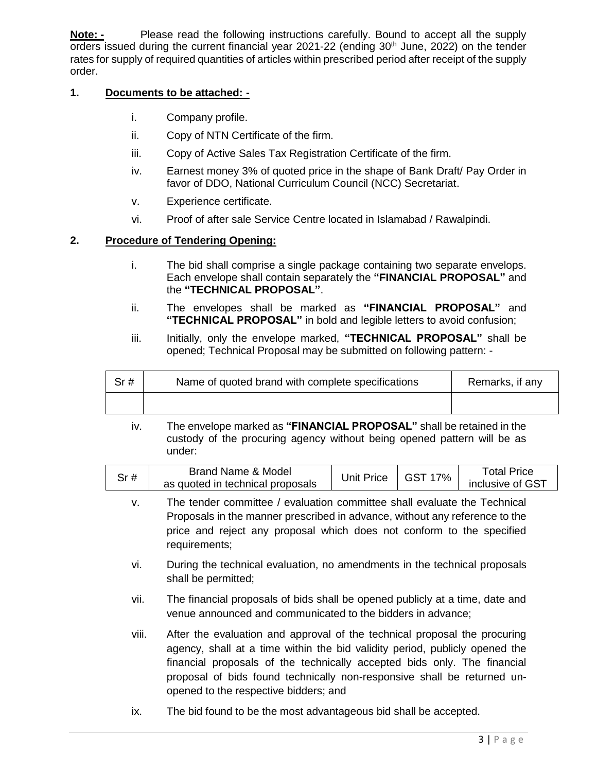**Note: -** Please read the following instructions carefully. Bound to accept all the supply orders issued during the current financial year 2021-22 (ending 30th June, 2022) on the tender rates for supply of required quantities of articles within prescribed period after receipt of the supply order.

**1. Documents to be attached: -**

i. Company profile.

ii. Copy of NTN Certificate of the firm.

iii. Copy of Active Sales Tax Registration Certificate of the firm.

iv. Earnest money 3% of quoted price in the shape of Bank Draft/ Pay Order in favor of DDO, National Curriculum Council (NCC) Secretariat.

v. Experience certificate.

vi. Proof of after sale Service Centre located in Islamabad / Rawalpindi.

**2. Procedure of Tendering Opening:**

i. The bid shall comprise a single package containing two separate envelops. Each envelope shall contain separately the **"FINANCIAL PROPOSAL"** and the **"TECHNICAL PROPOSAL"**.

ii. The envelopes shall be marked as **"FINANCIAL PROPOSAL"** and **"TECHNICAL PROPOSAL"** in bold and legible letters to avoid confusion;

iii. Initially, only the envelope marked, **"TECHNICAL PROPOSAL"** shall be opened; Technical Proposal may be submitted on following pattern: -

| Sr # | Name of quoted brand with complete specifications | Remarks, if any |
|---|---|---|
| | | |

iv. The envelope marked as **"FINANCIAL PROPOSAL"** shall be retained in the custody of the procuring agency without being opened pattern will be as under:

| Sr # | Brand Name & Model as quoted in technical proposals | Unit Price | GST 17% | Total Price inclusive of GST |
|---|---|---|---|---|

v. The tender committee / evaluation committee shall evaluate the Technical Proposals in the manner prescribed in advance, without any reference to the price and reject any proposal which does not conform to the specified requirements;

vi. During the technical evaluation, no amendments in the technical proposals shall be permitted;

vii. The financial proposals of bids shall be opened publicly at a time, date and venue announced and communicated to the bidders in advance;

viii. After the evaluation and approval of the technical proposal the procuring agency, shall at a time within the bid validity period, publicly opened the financial proposals of the technically accepted bids only. The financial proposal of bids found technically non-responsive shall be returned un-opened to the respective bidders; and

ix. The bid found to be the most advantageous bid shall be accepted.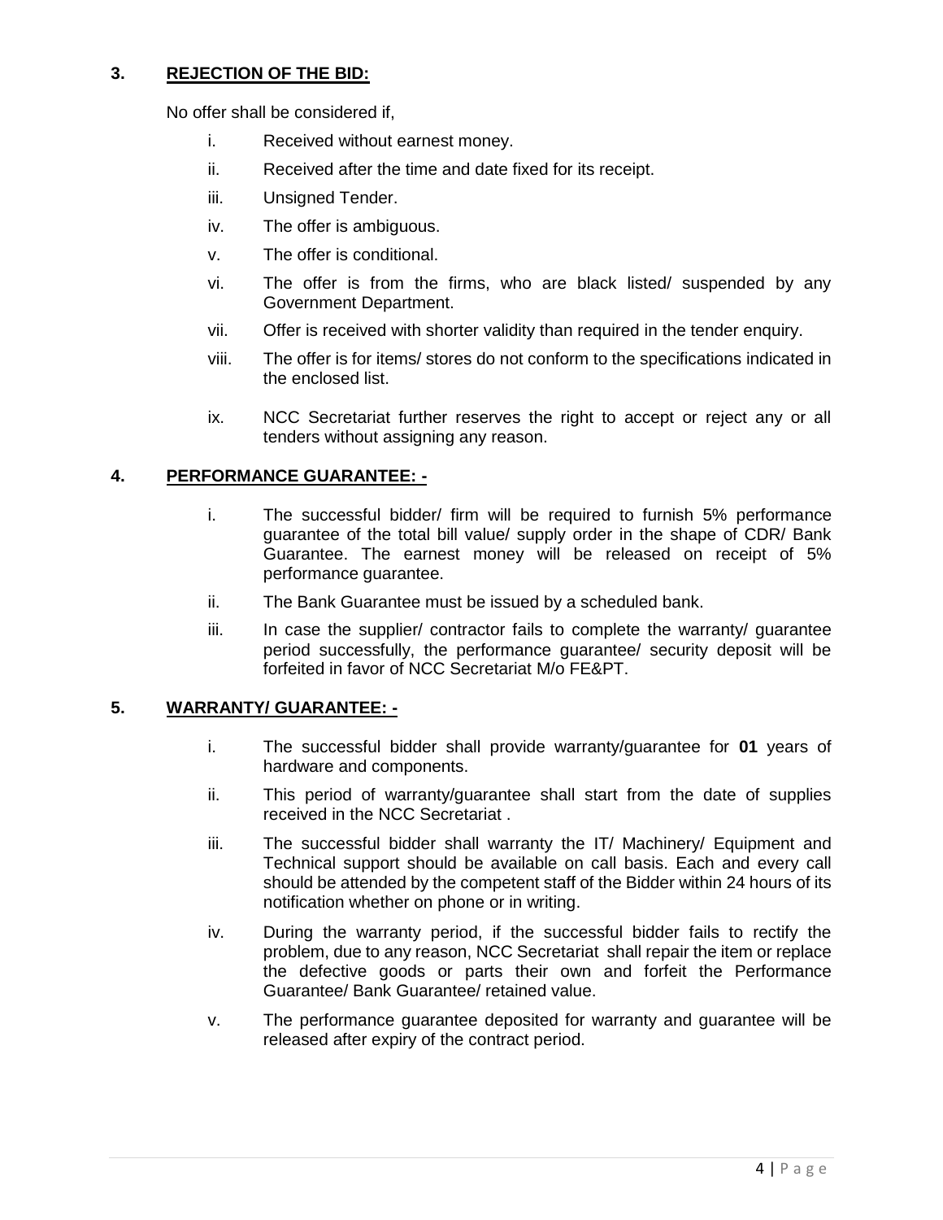### 3. <u>REJECTION OF THE BID:</u>

No offer shall be considered if,

i. Received without earnest money.

ii. Received after the time and date fixed for its receipt.

iii. Unsigned Tender.

iv. The offer is ambiguous.

v. The offer is conditional.

vi. The offer is from the firms, who are black listed/ suspended by any Government Department.

vii. Offer is received with shorter validity than required in the tender enquiry.

viii. The offer is for items/ stores do not conform to the specifications indicated in the enclosed list.

ix. NCC Secretariat further reserves the right to accept or reject any or all tenders without assigning any reason.

### 4. <u>PERFORMANCE GUARANTEE: -</u>

i. The successful bidder/ firm will be required to furnish 5% performance guarantee of the total bill value/ supply order in the shape of CDR/ Bank Guarantee. The earnest money will be released on receipt of 5% performance guarantee.

ii. The Bank Guarantee must be issued by a scheduled bank.

iii. In case the supplier/ contractor fails to complete the warranty/ guarantee period successfully, the performance guarantee/ security deposit will be forfeited in favor of NCC Secretariat M/o FE&PT.

### 5. <u>WARRANTY/ GUARANTEE: -</u>

i. The successful bidder shall provide warranty/guarantee for **01** years of hardware and components.

ii. This period of warranty/guarantee shall start from the date of supplies received in the NCC Secretariat .

iii. The successful bidder shall warranty the IT/ Machinery/ Equipment and Technical support should be available on call basis. Each and every call should be attended by the competent staff of the Bidder within 24 hours of its notification whether on phone or in writing.

iv. During the warranty period, if the successful bidder fails to rectify the problem, due to any reason, NCC Secretariat shall repair the item or replace the defective goods or parts their own and forfeit the Performance Guarantee/ Bank Guarantee/ retained value.

v. The performance guarantee deposited for warranty and guarantee will be released after expiry of the contract period.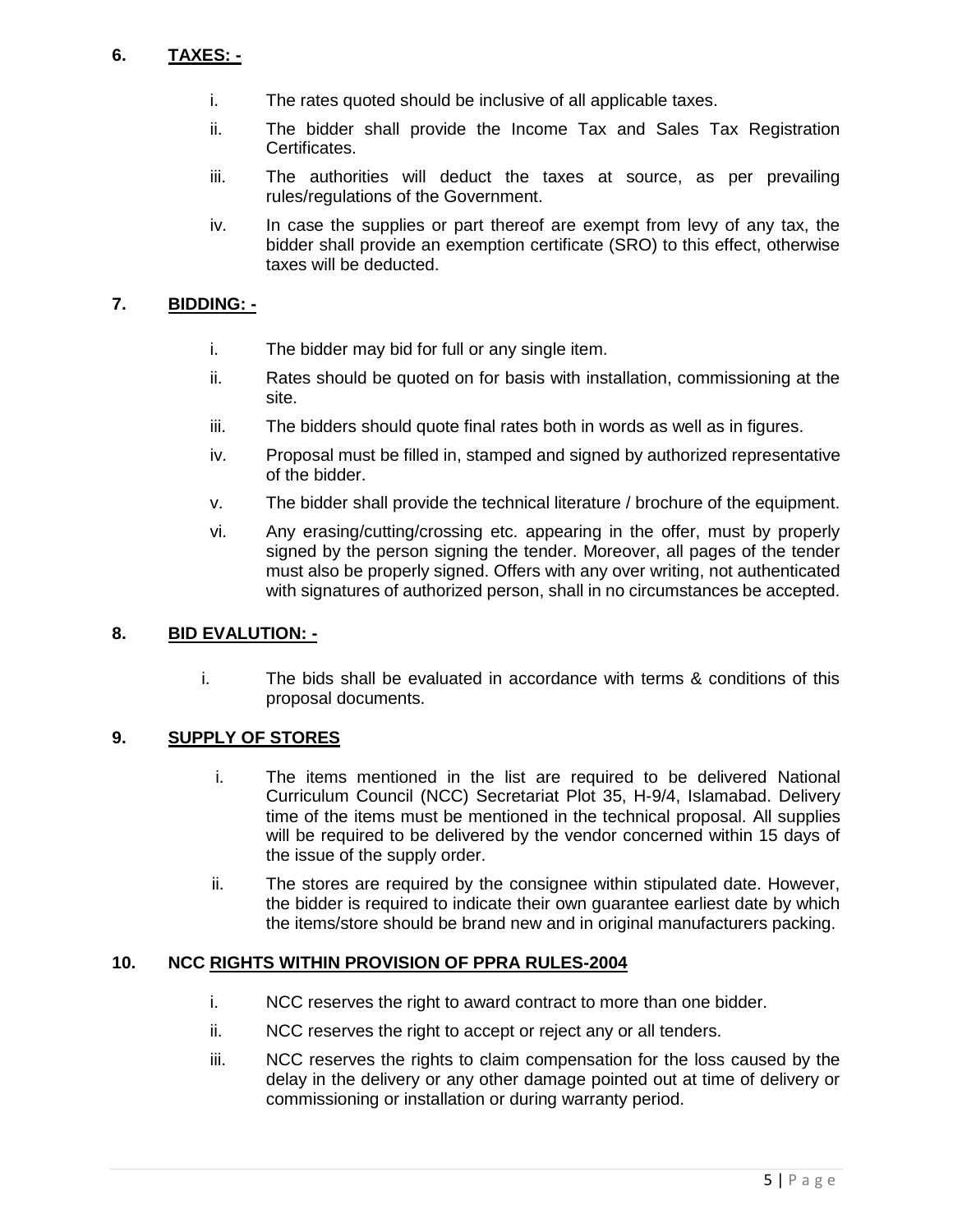## 6. TAXES: -

i. The rates quoted should be inclusive of all applicable taxes.

ii. The bidder shall provide the Income Tax and Sales Tax Registration Certificates.

iii. The authorities will deduct the taxes at source, as per prevailing rules/regulations of the Government.

iv. In case the supplies or part thereof are exempt from levy of any tax, the bidder shall provide an exemption certificate (SRO) to this effect, otherwise taxes will be deducted.

## 7. BIDDING: -

i. The bidder may bid for full or any single item.

ii. Rates should be quoted on for basis with installation, commissioning at the site.

iii. The bidders should quote final rates both in words as well as in figures.

iv. Proposal must be filled in, stamped and signed by authorized representative of the bidder.

v. The bidder shall provide the technical literature / brochure of the equipment.

vi. Any erasing/cutting/crossing etc. appearing in the offer, must by properly signed by the person signing the tender. Moreover, all pages of the tender must also be properly signed. Offers with any over writing, not authenticated with signatures of authorized person, shall in no circumstances be accepted.

## 8. BID EVALUTION: -

i. The bids shall be evaluated in accordance with terms & conditions of this proposal documents.

## 9. SUPPLY OF STORES

i. The items mentioned in the list are required to be delivered National Curriculum Council (NCC) Secretariat Plot 35, H-9/4, Islamabad. Delivery time of the items must be mentioned in the technical proposal. All supplies will be required to be delivered by the vendor concerned within 15 days of the issue of the supply order.

ii. The stores are required by the consignee within stipulated date. However, the bidder is required to indicate their own guarantee earliest date by which the items/store should be brand new and in original manufacturers packing.

## 10. NCC RIGHTS WITHIN PROVISION OF PPRA RULES-2004

i. NCC reserves the right to award contract to more than one bidder.

ii. NCC reserves the right to accept or reject any or all tenders.

iii. NCC reserves the rights to claim compensation for the loss caused by the delay in the delivery or any other damage pointed out at time of delivery or commissioning or installation or during warranty period.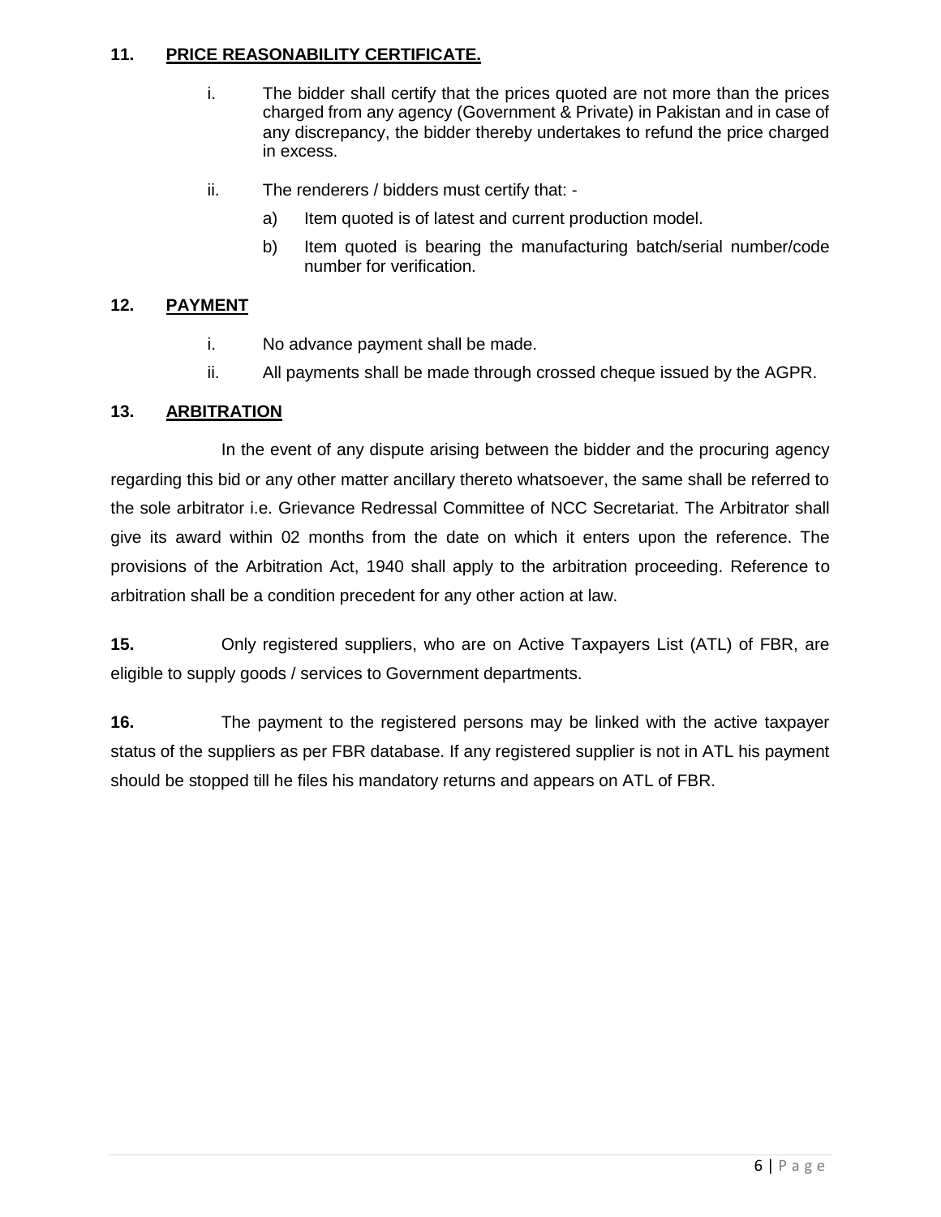**11. PRICE REASONABILITY CERTIFICATE.**

i. The bidder shall certify that the prices quoted are not more than the prices charged from any agency (Government & Private) in Pakistan and in case of any discrepancy, the bidder thereby undertakes to refund the price charged in excess.

ii. The renderers / bidders must certify that: -

a) Item quoted is of latest and current production model.

b) Item quoted is bearing the manufacturing batch/serial number/code number for verification.

**12. PAYMENT**

i. No advance payment shall be made.

ii. All payments shall be made through crossed cheque issued by the AGPR.

**13. ARBITRATION**

In the event of any dispute arising between the bidder and the procuring agency regarding this bid or any other matter ancillary thereto whatsoever, the same shall be referred to the sole arbitrator i.e. Grievance Redressal Committee of NCC Secretariat. The Arbitrator shall give its award within 02 months from the date on which it enters upon the reference. The provisions of the Arbitration Act, 1940 shall apply to the arbitration proceeding. Reference to arbitration shall be a condition precedent for any other action at law.

**15.** Only registered suppliers, who are on Active Taxpayers List (ATL) of FBR, are eligible to supply goods / services to Government departments.

**16.** The payment to the registered persons may be linked with the active taxpayer status of the suppliers as per FBR database. If any registered supplier is not in ATL his payment should be stopped till he files his mandatory returns and appears on ATL of FBR.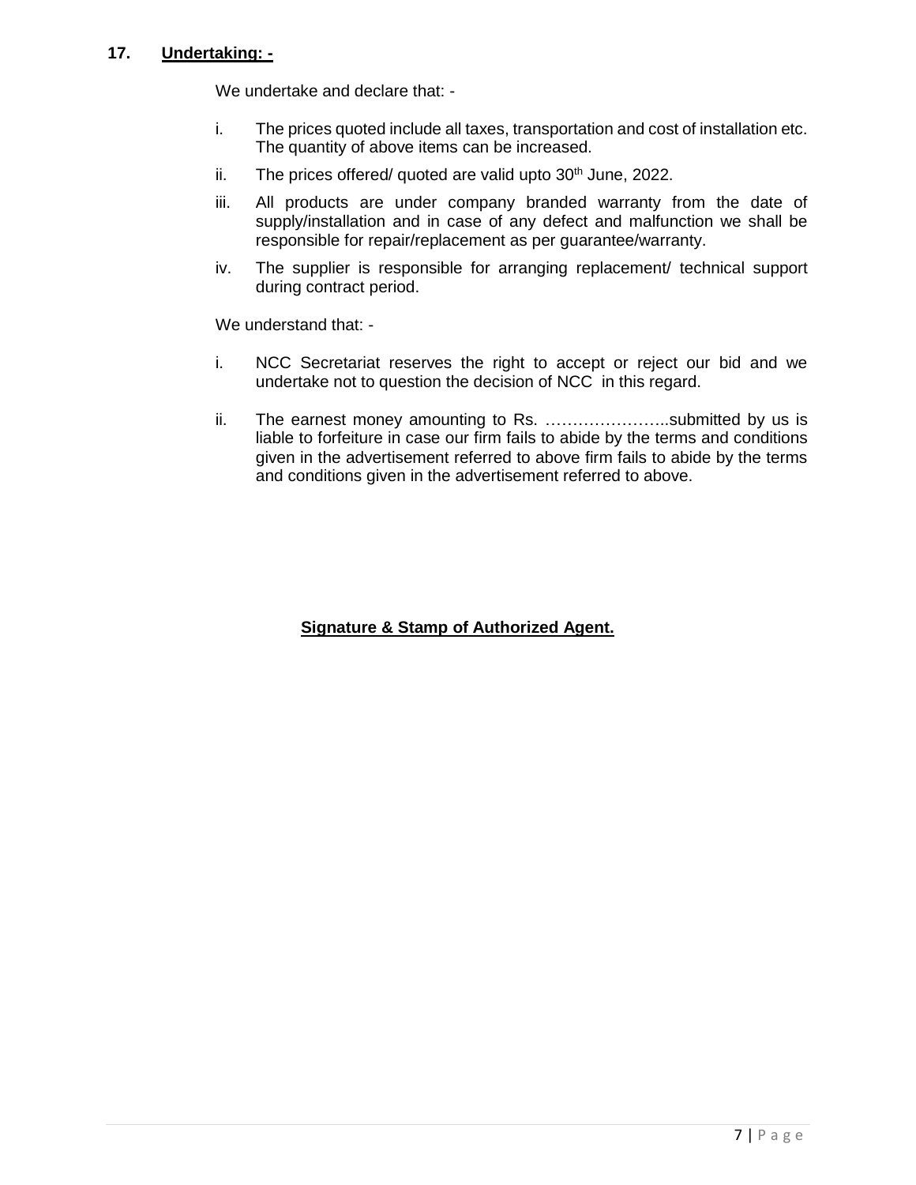## 17. Undertaking: -

We undertake and declare that: -

i. The prices quoted include all taxes, transportation and cost of installation etc. The quantity of above items can be increased.

ii. The prices offered/ quoted are valid upto 30th June, 2022.

iii. All products are under company branded warranty from the date of supply/installation and in case of any defect and malfunction we shall be responsible for repair/replacement as per guarantee/warranty.

iv. The supplier is responsible for arranging replacement/ technical support during contract period.

We understand that: -

i. NCC Secretariat reserves the right to accept or reject our bid and we undertake not to question the decision of NCC in this regard.

ii. The earnest money amounting to Rs. …………………..submitted by us is liable to forfeiture in case our firm fails to abide by the terms and conditions given in the advertisement referred to above firm fails to abide by the terms and conditions given in the advertisement referred to above.

**Signature & Stamp of Authorized Agent.**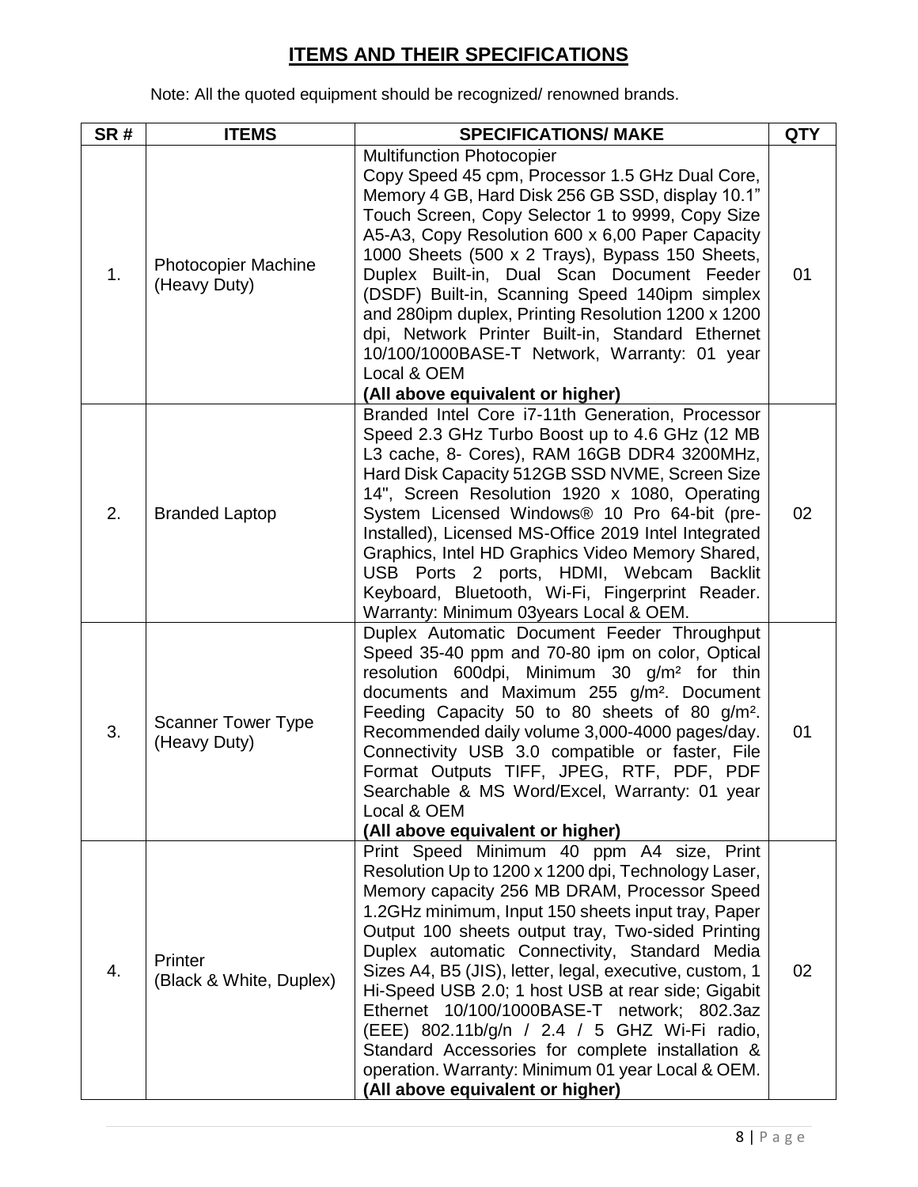## ITEMS AND THEIR SPECIFICATIONS

Note: All the quoted equipment should be recognized/ renowned brands.

| SR # | ITEMS | SPECIFICATIONS/ MAKE | QTY |
|---|---|---|---|
| 1. | Photocopier Machine (Heavy Duty) | Multifunction Photocopier<br>Copy Speed 45 cpm, Processor 1.5 GHz Dual Core, Memory 4 GB, Hard Disk 256 GB SSD, display 10.1" Touch Screen, Copy Selector 1 to 9999, Copy Size A5-A3, Copy Resolution 600 x 6,00 Paper Capacity 1000 Sheets (500 x 2 Trays), Bypass 150 Sheets, Duplex Built-in, Dual Scan Document Feeder (DSDF) Built-in, Scanning Speed 140ipm simplex and 280ipm duplex, Printing Resolution 1200 x 1200 dpi, Network Printer Built-in, Standard Ethernet 10/100/1000BASE-T Network, Warranty: 01 year Local & OEM<br>**(All above equivalent or higher)** | 01 |
| 2. | Branded Laptop | Branded Intel Core i7-11th Generation, Processor Speed 2.3 GHz Turbo Boost up to 4.6 GHz (12 MB L3 cache, 8- Cores), RAM 16GB DDR4 3200MHz, Hard Disk Capacity 512GB SSD NVME, Screen Size 14", Screen Resolution 1920 x 1080, Operating System Licensed Windows® 10 Pro 64-bit (pre-Installed), Licensed MS-Office 2019 Intel Integrated Graphics, Intel HD Graphics Video Memory Shared, USB Ports 2 ports, HDMI, Webcam Backlit Keyboard, Bluetooth, Wi-Fi, Fingerprint Reader. Warranty: Minimum 03years Local & OEM. | 02 |
| 3. | Scanner Tower Type (Heavy Duty) | Duplex Automatic Document Feeder Throughput Speed 35-40 ppm and 70-80 ipm on color, Optical resolution 600dpi, Minimum 30 g/m² for thin documents and Maximum 255 g/m². Document Feeding Capacity 50 to 80 sheets of 80 g/m². Recommended daily volume 3,000-4000 pages/day. Connectivity USB 3.0 compatible or faster, File Format Outputs TIFF, JPEG, RTF, PDF, PDF Searchable & MS Word/Excel, Warranty: 01 year Local & OEM<br>**(All above equivalent or higher)** | 01 |
| 4. | Printer (Black & White, Duplex) | Print Speed Minimum 40 ppm A4 size, Print Resolution Up to 1200 x 1200 dpi, Technology Laser, Memory capacity 256 MB DRAM, Processor Speed 1.2GHz minimum, Input 150 sheets input tray, Paper Output 100 sheets output tray, Two-sided Printing Duplex automatic Connectivity, Standard Media Sizes A4, B5 (JIS), letter, legal, executive, custom, 1 Hi-Speed USB 2.0; 1 host USB at rear side; Gigabit Ethernet 10/100/1000BASE-T network; 802.3az (EEE) 802.11b/g/n / 2.4 / 5 GHZ Wi-Fi radio, Standard Accessories for complete installation & operation. Warranty: Minimum 01 year Local & OEM.<br>**(All above equivalent or higher)** | 02 |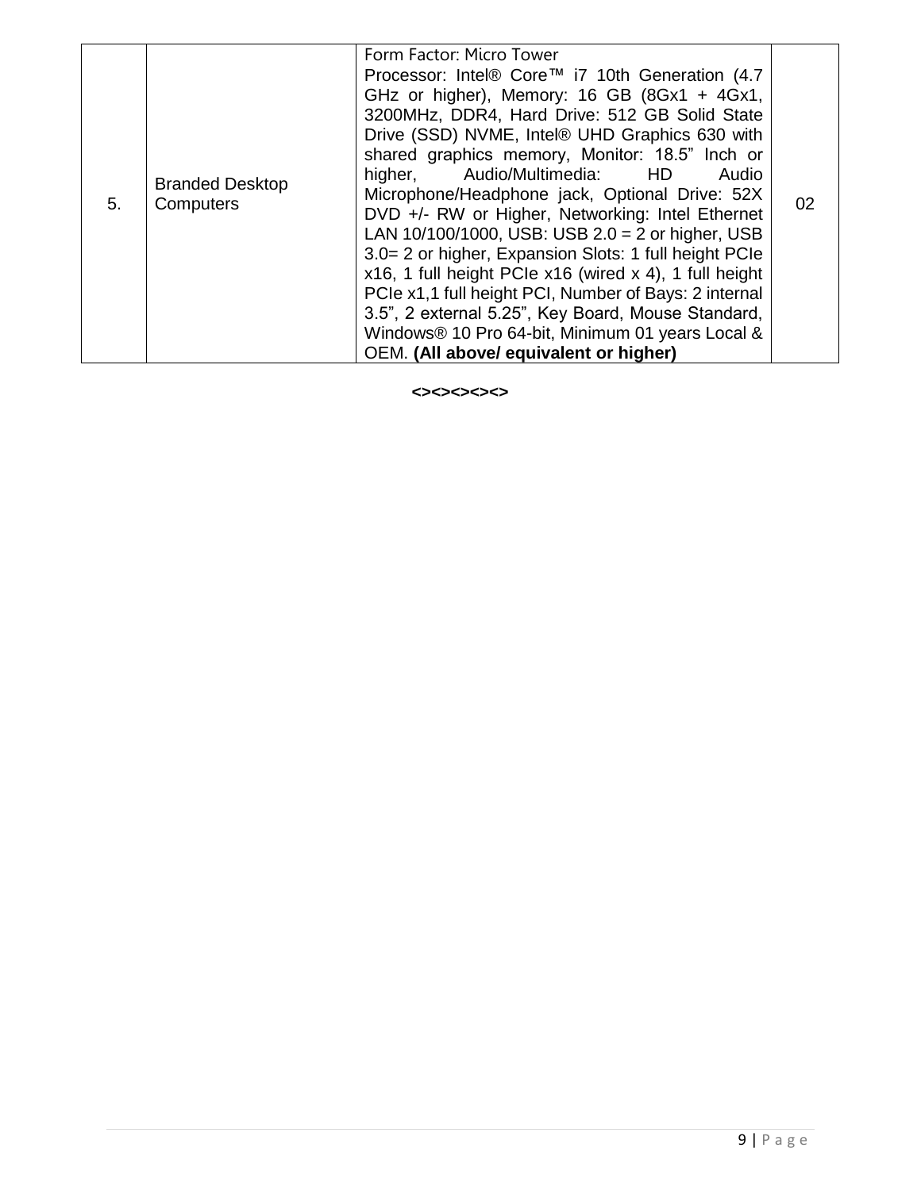| | | | |
|---|---|---|---|
| 5. | Branded Desktop Computers | Form Factor: Micro Tower<br>Processor: Intel® Core™ i7 10th Generation (4.7 GHz or higher), Memory: 16 GB (8Gx1 + 4Gx1, 3200MHz, DDR4, Hard Drive: 512 GB Solid State Drive (SSD) NVME, Intel® UHD Graphics 630 with shared graphics memory, Monitor: 18.5" Inch or higher, Audio/Multimedia: HD Audio Microphone/Headphone jack, Optional Drive: 52X DVD +/- RW or Higher, Networking: Intel Ethernet LAN 10/100/1000, USB: USB 2.0 = 2 or higher, USB 3.0= 2 or higher, Expansion Slots: 1 full height PCIe x16, 1 full height PCIe x16 (wired x 4), 1 full height PCIe x1,1 full height PCI, Number of Bays: 2 internal 3.5", 2 external 5.25", Key Board, Mouse Standard, Windows® 10 Pro 64-bit, Minimum 01 years Local & OEM. **(All above/ equivalent or higher)** | 02 |

**<><><><><>**